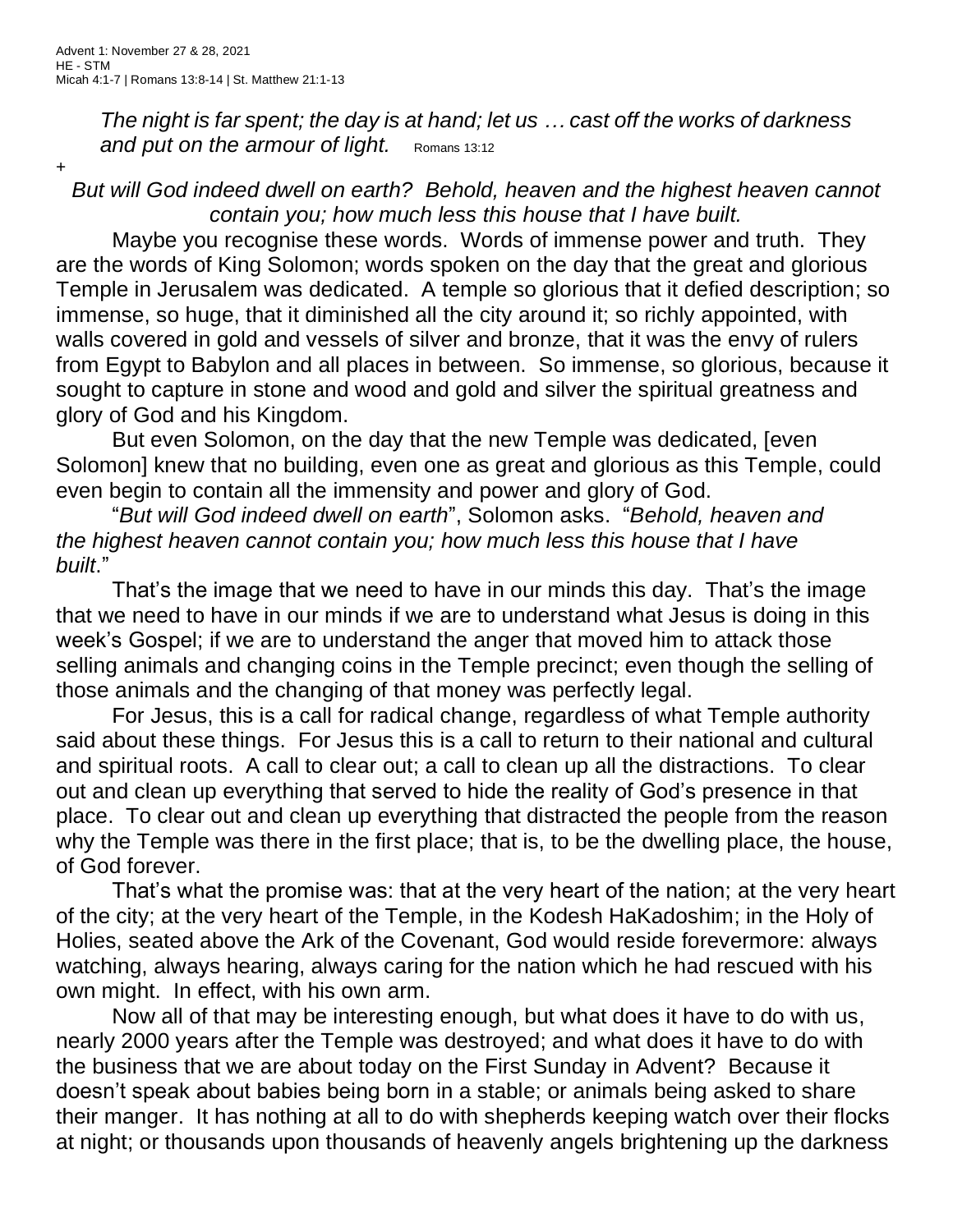Advent 1: November 27 & 28, 2021
HE - STM
Micah 4:1-7 | Romans 13:8-14 | St. Matthew 21:1-13

*The night is far spent; the day is at hand; let us … cast off the works of darkness and put on the armour of light.* Romans 13:12

+

*But will God indeed dwell on earth? Behold, heaven and the highest heaven cannot contain you; how much less this house that I have built.*

Maybe you recognise these words. Words of immense power and truth. They are the words of King Solomon; words spoken on the day that the great and glorious Temple in Jerusalem was dedicated. A temple so glorious that it defied description; so immense, so huge, that it diminished all the city around it; so richly appointed, with walls covered in gold and vessels of silver and bronze, that it was the envy of rulers from Egypt to Babylon and all places in between. So immense, so glorious, because it sought to capture in stone and wood and gold and silver the spiritual greatness and glory of God and his Kingdom.

But even Solomon, on the day that the new Temple was dedicated, [even Solomon] knew that no building, even one as great and glorious as this Temple, could even begin to contain all the immensity and power and glory of God.

"*But will God indeed dwell on earth*", Solomon asks. "*Behold, heaven and the highest heaven cannot contain you; how much less this house that I have built*."

That's the image that we need to have in our minds this day. That's the image that we need to have in our minds if we are to understand what Jesus is doing in this week's Gospel; if we are to understand the anger that moved him to attack those selling animals and changing coins in the Temple precinct; even though the selling of those animals and the changing of that money was perfectly legal.

For Jesus, this is a call for radical change, regardless of what Temple authority said about these things. For Jesus this is a call to return to their national and cultural and spiritual roots. A call to clear out; a call to clean up all the distractions. To clear out and clean up everything that served to hide the reality of God's presence in that place. To clear out and clean up everything that distracted the people from the reason why the Temple was there in the first place; that is, to be the dwelling place, the house, of God forever.

That's what the promise was: that at the very heart of the nation; at the very heart of the city; at the very heart of the Temple, in the Kodesh HaKadoshim; in the Holy of Holies, seated above the Ark of the Covenant, God would reside forevermore: always watching, always hearing, always caring for the nation which he had rescued with his own might. In effect, with his own arm.

Now all of that may be interesting enough, but what does it have to do with us, nearly 2000 years after the Temple was destroyed; and what does it have to do with the business that we are about today on the First Sunday in Advent? Because it doesn't speak about babies being born in a stable; or animals being asked to share their manger. It has nothing at all to do with shepherds keeping watch over their flocks at night; or thousands upon thousands of heavenly angels brightening up the darkness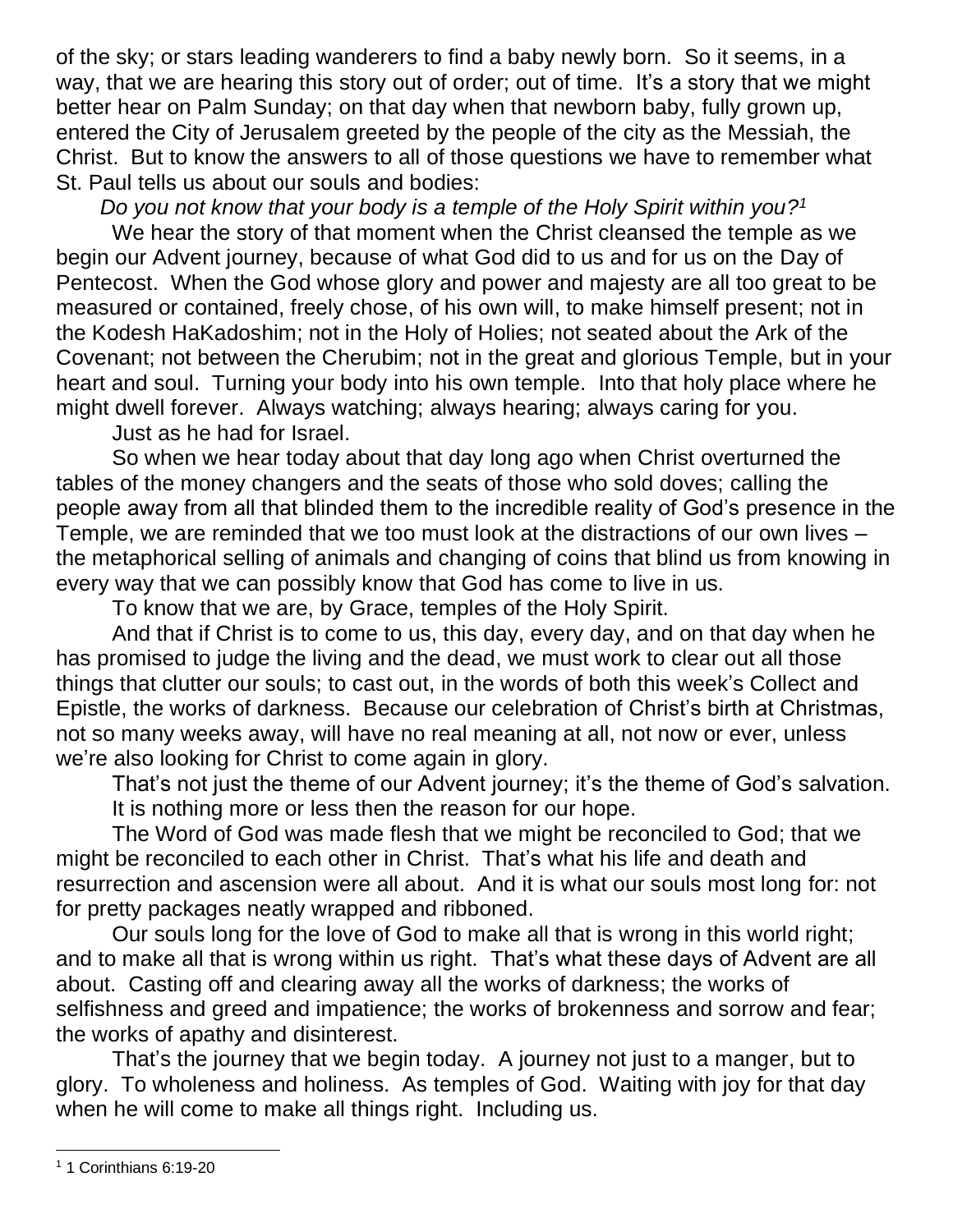of the sky; or stars leading wanderers to find a baby newly born. So it seems, in a way, that we are hearing this story out of order; out of time. It's a story that we might better hear on Palm Sunday; on that day when that newborn baby, fully grown up, entered the City of Jerusalem greeted by the people of the city as the Messiah, the Christ. But to know the answers to all of those questions we have to remember what St. Paul tells us about our souls and bodies:

*Do you not know that your body is a temple of the Holy Spirit within you?*[1]

We hear the story of that moment when the Christ cleansed the temple as we begin our Advent journey, because of what God did to us and for us on the Day of Pentecost. When the God whose glory and power and majesty are all too great to be measured or contained, freely chose, of his own will, to make himself present; not in the Kodesh HaKadoshim; not in the Holy of Holies; not seated about the Ark of the Covenant; not between the Cherubim; not in the great and glorious Temple, but in your heart and soul. Turning your body into his own temple. Into that holy place where he might dwell forever. Always watching; always hearing; always caring for you.

Just as he had for Israel.

So when we hear today about that day long ago when Christ overturned the tables of the money changers and the seats of those who sold doves; calling the people away from all that blinded them to the incredible reality of God's presence in the Temple, we are reminded that we too must look at the distractions of our own lives – the metaphorical selling of animals and changing of coins that blind us from knowing in every way that we can possibly know that God has come to live in us.

To know that we are, by Grace, temples of the Holy Spirit.

And that if Christ is to come to us, this day, every day, and on that day when he has promised to judge the living and the dead, we must work to clear out all those things that clutter our souls; to cast out, in the words of both this week's Collect and Epistle, the works of darkness. Because our celebration of Christ's birth at Christmas, not so many weeks away, will have no real meaning at all, not now or ever, unless we're also looking for Christ to come again in glory.

That's not just the theme of our Advent journey; it's the theme of God's salvation.

It is nothing more or less then the reason for our hope.

The Word of God was made flesh that we might be reconciled to God; that we might be reconciled to each other in Christ. That's what his life and death and resurrection and ascension were all about. And it is what our souls most long for: not for pretty packages neatly wrapped and ribboned.

Our souls long for the love of God to make all that is wrong in this world right; and to make all that is wrong within us right. That's what these days of Advent are all about. Casting off and clearing away all the works of darkness; the works of selfishness and greed and impatience; the works of brokenness and sorrow and fear; the works of apathy and disinterest.

That's the journey that we begin today. A journey not just to a manger, but to glory. To wholeness and holiness. As temples of God. Waiting with joy for that day when he will come to make all things right. Including us.

---

[1] 1 Corinthians 6:19-20